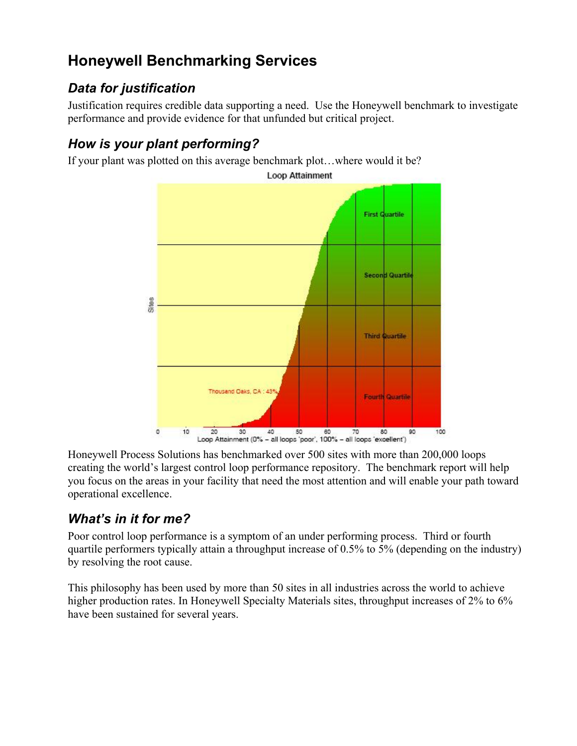# Honeywell Benchmarking Services

## *Data for justification*

Justification requires credible data supporting a need. Use the Honeywell benchmark to investigate performance and provide evidence for that unfunded but critical project.

## *How is your plant performing?*

If your plant was plotted on this average benchmark plot…where would it be?

Loop Attainment

Honeywell Process Solutions has benchmarked over 500 sites with more than 200,000 loops creating the world's largest control loop performance repository. The benchmark report will help you focus on the areas in your facility that need the most attention and will enable your path toward operational excellence.

## *What's in it for me?*

Poor control loop performance is a symptom of an under performing process. Third or fourth quartile performers typically attain a throughput increase of 0.5% to 5% (depending on the industry) by resolving the root cause.

This philosophy has been used by more than 50 sites in all industries across the world to achieve higher production rates. In Honeywell Specialty Materials sites, throughput increases of 2% to 6% have been sustained for several years.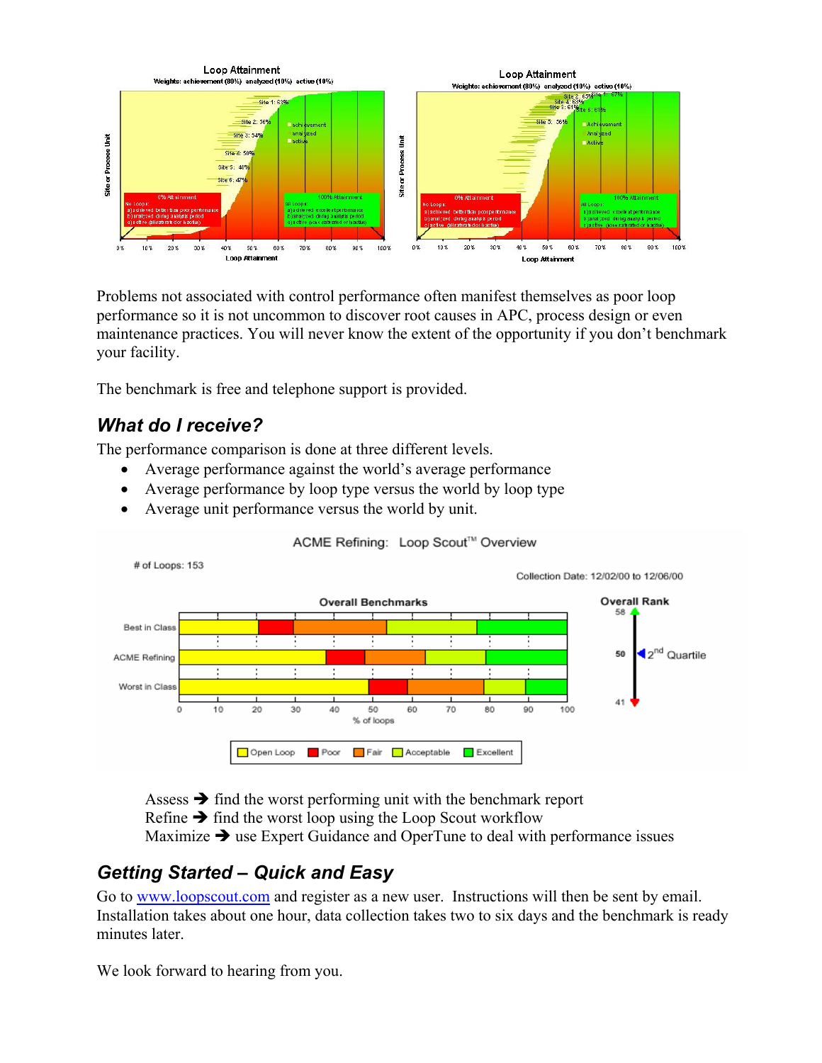Loop Attainment

Weights: achievement (80%) analyzed (10%) active (10%)

Site 1: 63%
Site 2: 56%
Site 3: 54%
Site 4: 50%
Site 5: 48%
Site 6: 47%

achievement
analyzed
active

0% Attainment
No Loops:
a) achieved better than poor performance
b) analyzed during analysis period
c) active (all saturated or inactive)

100% Attainment
All Loops:
a) achieved excellent performance
b) analyzed during analysis period
c) active (not saturated or inactive)

Site or Process Unit

0% 10% 20% 30% 40% 50% 60% 70% 80% 90% 100%

Loop Attainment

Loop Attainment

Weights: achievement (80%) analyzed (10%) active (10%)

Site 2: 65%
Site 1: 67%
Site 4: 63%
Site 3: 61%
Site 6: 61%
Site 5: 56%

Achievement
Analyzed
Active

0% Attainment
No Loops:
a) achieved better than poor performance
b) analyzed during analysis period
c) active (all saturated or inactive)

100% Attainment
All Loops:
a) achieved excellent performance
b) analyzed during analysis period
c) active (not saturated or inactive)

Site or Process Unit

0% 10% 20% 30% 40% 50% 60% 70% 80% 90% 100%

Loop Attainment

Problems not associated with control performance often manifest themselves as poor loop performance so it is not uncommon to discover root causes in APC, process design or even maintenance practices. You will never know the extent of the opportunity if you don't benchmark your facility.

The benchmark is free and telephone support is provided.

## *What do I receive?*

The performance comparison is done at three different levels.

- Average performance against the world's average performance
- Average performance by loop type versus the world by loop type
- Average unit performance versus the world by unit.

ACME Refining: Loop Scout™ Overview

\# of Loops: 153

Collection Date: 12/02/00 to 12/06/00

Overall Benchmarks

Best in Class
ACME Refining
Worst in Class

0 10 20 30 40 50 60 70 80 90 100

% of loops

Open Loop | Poor | Fair | Acceptable | Excellent

Overall Rank

58

50

2nd Quartile

41

Assess ➔ find the worst performing unit with the benchmark report
Refine ➔ find the worst loop using the Loop Scout workflow
Maximize ➔ use Expert Guidance and OperTune to deal with performance issues

## *Getting Started – Quick and Easy*

Go to www.loopscout.com and register as a new user. Instructions will then be sent by email. Installation takes about one hour, data collection takes two to six days and the benchmark is ready minutes later.

We look forward to hearing from you.